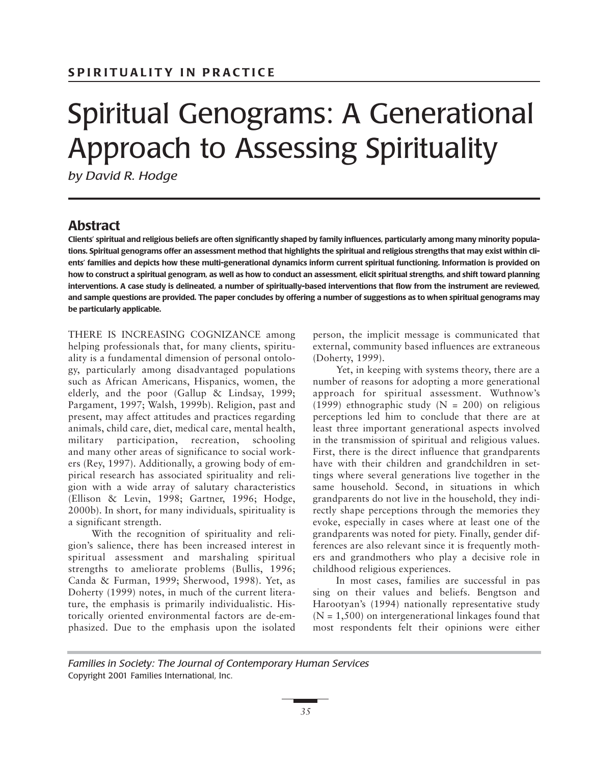**SPIRITUALITY IN PRACTICE**

# Spiritual Genograms: A Generational Approach to Assessing Spirituality

*by David R. Hodge*

## Abstract

**Clients' spiritual and religious beliefs are often significantly shaped by family influences, particularly among many minority populations. Spiritual genograms offer an assessment method that highlights the spiritual and religious strengths that may exist within clients' families and depicts how these multi-generational dynamics inform current spiritual functioning. Information is provided on how to construct a spiritual genogram, as well as how to conduct an assessment, elicit spiritual strengths, and shift toward planning interventions. A case study is delineated, a number of spiritually-based interventions that flow from the instrument are reviewed, and sample questions are provided. The paper concludes by offering a number of suggestions as to when spiritual genograms may be particularly applicable.**

THERE IS INCREASING COGNIZANCE among helping professionals that, for many clients, spirituality is a fundamental dimension of personal ontology, particularly among disadvantaged populations such as African Americans, Hispanics, women, the elderly, and the poor (Gallup & Lindsay, 1999; Pargament, 1997; Walsh, 1999b). Religion, past and present, may affect attitudes and practices regarding animals, child care, diet, medical care, mental health, military participation, recreation, schooling and many other areas of significance to social workers (Rey, 1997). Additionally, a growing body of empirical research has associated spirituality and religion with a wide array of salutary characteristics (Ellison & Levin, 1998; Gartner, 1996; Hodge, 2000b). In short, for many individuals, spirituality is a significant strength.

With the recognition of spirituality and religion's salience, there has been increased interest in spiritual assessment and marshaling spiritual strengths to ameliorate problems (Bullis, 1996; Canda & Furman, 1999; Sherwood, 1998). Yet, as Doherty (1999) notes, in much of the current literature, the emphasis is primarily individualistic. Historically oriented environmental factors are de-emphasized. Due to the emphasis upon the isolated person, the implicit message is communicated that external, community based influences are extraneous (Doherty, 1999).

Yet, in keeping with systems theory, there are a number of reasons for adopting a more generational approach for spiritual assessment. Wuthnow's (1999) ethnographic study (N = 200) on religious perceptions led him to conclude that there are at least three important generational aspects involved in the transmission of spiritual and religious values. First, there is the direct influence that grandparents have with their children and grandchildren in settings where several generations live together in the same household. Second, in situations in which grandparents do not live in the household, they indirectly shape perceptions through the memories they evoke, especially in cases where at least one of the grandparents was noted for piety. Finally, gender differences are also relevant since it is frequently mothers and grandmothers who play a decisive role in childhood religious experiences.

In most cases, families are successful in passing on their values and beliefs. Bengtson and Harootyan's (1994) nationally representative study (N = 1,500) on intergenerational linkages found that most respondents felt their opinions were either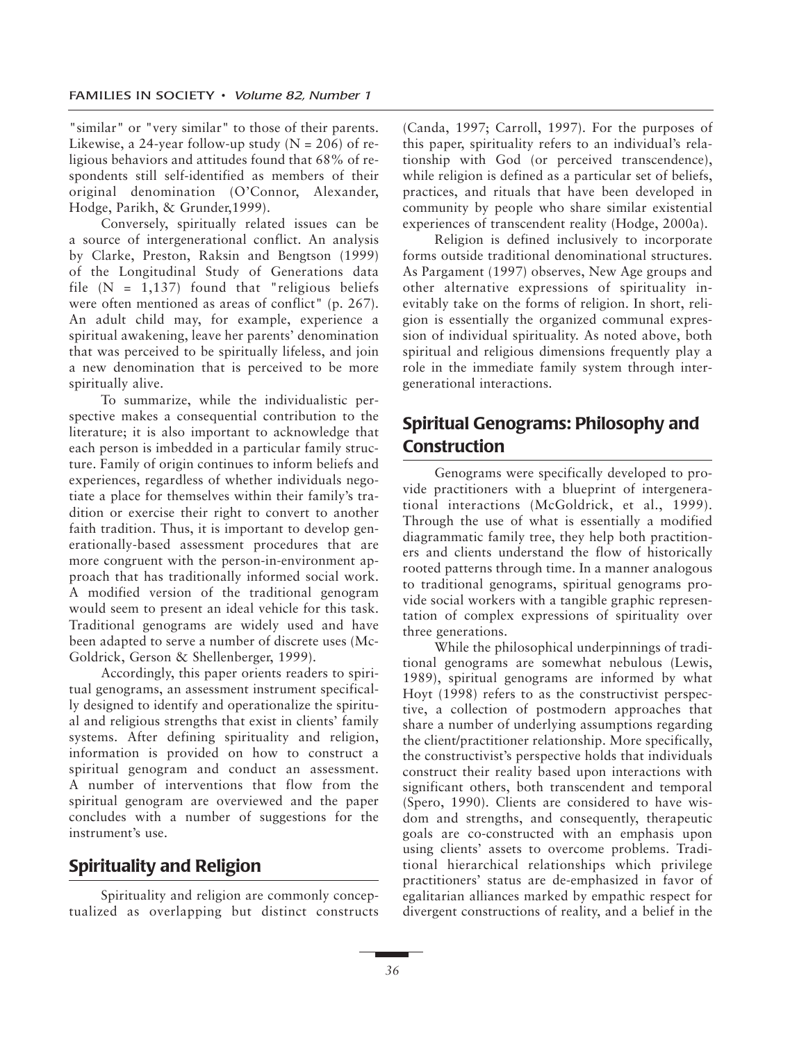"similar" or "very similar" to those of their parents. Likewise, a 24-year follow-up study (N = 206) of religious behaviors and attitudes found that 68% of respondents still self-identified as members of their original denomination (O'Connor, Alexander, Hodge, Parikh, & Grunder,1999).

Conversely, spiritually related issues can be a source of intergenerational conflict. An analysis by Clarke, Preston, Raksin and Bengtson (1999) of the Longitudinal Study of Generations data file (N = 1,137) found that "religious beliefs were often mentioned as areas of conflict" (p. 267). An adult child may, for example, experience a spiritual awakening, leave her parents' denomination that was perceived to be spiritually lifeless, and join a new denomination that is perceived to be more spiritually alive.

To summarize, while the individualistic perspective makes a consequential contribution to the literature; it is also important to acknowledge that each person is imbedded in a particular family structure. Family of origin continues to inform beliefs and experiences, regardless of whether individuals negotiate a place for themselves within their family's tradition or exercise their right to convert to another faith tradition. Thus, it is important to develop generationally-based assessment procedures that are more congruent with the person-in-environment approach that has traditionally informed social work. A modified version of the traditional genogram would seem to present an ideal vehicle for this task. Traditional genograms are widely used and have been adapted to serve a number of discrete uses (McGoldrick, Gerson & Shellenberger, 1999).

Accordingly, this paper orients readers to spiritual genograms, an assessment instrument specifically designed to identify and operationalize the spiritual and religious strengths that exist in clients' family systems. After defining spirituality and religion, information is provided on how to construct a spiritual genogram and conduct an assessment. A number of interventions that flow from the spiritual genogram are overviewed and the paper concludes with a number of suggestions for the instrument's use.

## Spirituality and Religion

Spirituality and religion are commonly conceptualized as overlapping but distinct constructs (Canda, 1997; Carroll, 1997). For the purposes of this paper, spirituality refers to an individual's relationship with God (or perceived transcendence), while religion is defined as a particular set of beliefs, practices, and rituals that have been developed in community by people who share similar existential experiences of transcendent reality (Hodge, 2000a).

Religion is defined inclusively to incorporate forms outside traditional denominational structures. As Pargament (1997) observes, New Age groups and other alternative expressions of spirituality inevitably take on the forms of religion. In short, religion is essentially the organized communal expression of individual spirituality. As noted above, both spiritual and religious dimensions frequently play a role in the immediate family system through intergenerational interactions.

## Spiritual Genograms: Philosophy and Construction

Genograms were specifically developed to provide practitioners with a blueprint of intergenerational interactions (McGoldrick, et al., 1999). Through the use of what is essentially a modified diagrammatic family tree, they help both practitioners and clients understand the flow of historically rooted patterns through time. In a manner analogous to traditional genograms, spiritual genograms provide social workers with a tangible graphic representation of complex expressions of spirituality over three generations.

While the philosophical underpinnings of traditional genograms are somewhat nebulous (Lewis, 1989), spiritual genograms are informed by what Hoyt (1998) refers to as the constructivist perspective, a collection of postmodern approaches that share a number of underlying assumptions regarding the client/practitioner relationship. More specifically, the constructivist's perspective holds that individuals construct their reality based upon interactions with significant others, both transcendent and temporal (Spero, 1990). Clients are considered to have wisdom and strengths, and consequently, therapeutic goals are co-constructed with an emphasis upon using clients' assets to overcome problems. Traditional hierarchical relationships which privilege practitioners' status are de-emphasized in favor of egalitarian alliances marked by empathic respect for divergent constructions of reality, and a belief in the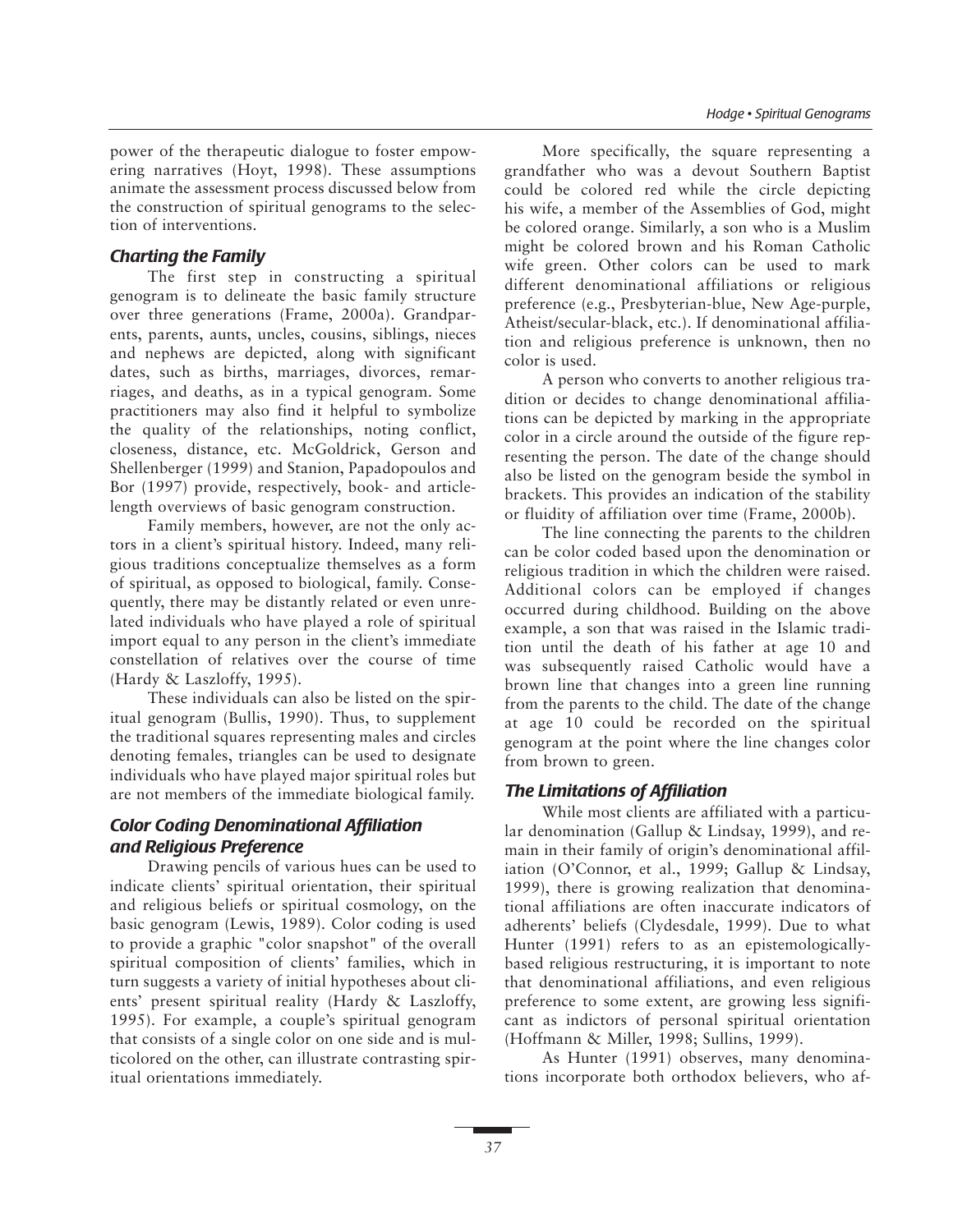power of the therapeutic dialogue to foster empowering narratives (Hoyt, 1998). These assumptions animate the assessment process discussed below from the construction of spiritual genograms to the selection of interventions.

### *Charting the Family*

The first step in constructing a spiritual genogram is to delineate the basic family structure over three generations (Frame, 2000a). Grandparents, parents, aunts, uncles, cousins, siblings, nieces and nephews are depicted, along with significant dates, such as births, marriages, divorces, remarriages, and deaths, as in a typical genogram. Some practitioners may also find it helpful to symbolize the quality of the relationships, noting conflict, closeness, distance, etc. McGoldrick, Gerson and Shellenberger (1999) and Stanion, Papadopoulos and Bor (1997) provide, respectively, book- and article-length overviews of basic genogram construction.

Family members, however, are not the only actors in a client's spiritual history. Indeed, many religious traditions conceptualize themselves as a form of spiritual, as opposed to biological, family. Consequently, there may be distantly related or even unrelated individuals who have played a role of spiritual import equal to any person in the client's immediate constellation of relatives over the course of time (Hardy & Laszloffy, 1995).

These individuals can also be listed on the spiritual genogram (Bullis, 1990). Thus, to supplement the traditional squares representing males and circles denoting females, triangles can be used to designate individuals who have played major spiritual roles but are not members of the immediate biological family.

### *Color Coding Denominational Affiliation and Religious Preference*

Drawing pencils of various hues can be used to indicate clients' spiritual orientation, their spiritual and religious beliefs or spiritual cosmology, on the basic genogram (Lewis, 1989). Color coding is used to provide a graphic "color snapshot" of the overall spiritual composition of clients' families, which in turn suggests a variety of initial hypotheses about clients' present spiritual reality (Hardy & Laszloffy, 1995). For example, a couple's spiritual genogram that consists of a single color on one side and is multicolored on the other, can illustrate contrasting spiritual orientations immediately.

More specifically, the square representing a grandfather who was a devout Southern Baptist could be colored red while the circle depicting his wife, a member of the Assemblies of God, might be colored orange. Similarly, a son who is a Muslim might be colored brown and his Roman Catholic wife green. Other colors can be used to mark different denominational affiliations or religious preference (e.g., Presbyterian-blue, New Age-purple, Atheist/secular-black, etc.). If denominational affiliation and religious preference is unknown, then no color is used.

A person who converts to another religious tradition or decides to change denominational affiliations can be depicted by marking in the appropriate color in a circle around the outside of the figure representing the person. The date of the change should also be listed on the genogram beside the symbol in brackets. This provides an indication of the stability or fluidity of affiliation over time (Frame, 2000b).

The line connecting the parents to the children can be color coded based upon the denomination or religious tradition in which the children were raised. Additional colors can be employed if changes occurred during childhood. Building on the above example, a son that was raised in the Islamic tradition until the death of his father at age 10 and was subsequently raised Catholic would have a brown line that changes into a green line running from the parents to the child. The date of the change at age 10 could be recorded on the spiritual genogram at the point where the line changes color from brown to green.

### *The Limitations of Affiliation*

While most clients are affiliated with a particular denomination (Gallup & Lindsay, 1999), and remain in their family of origin's denominational affiliation (O'Connor, et al., 1999; Gallup & Lindsay, 1999), there is growing realization that denominational affiliations are often inaccurate indicators of adherents' beliefs (Clydesdale, 1999). Due to what Hunter (1991) refers to as an epistemologically-based religious restructuring, it is important to note that denominational affiliations, and even religious preference to some extent, are growing less significant as indictors of personal spiritual orientation (Hoffmann & Miller, 1998; Sullins, 1999).

As Hunter (1991) observes, many denominations incorporate both orthodox believers, who af-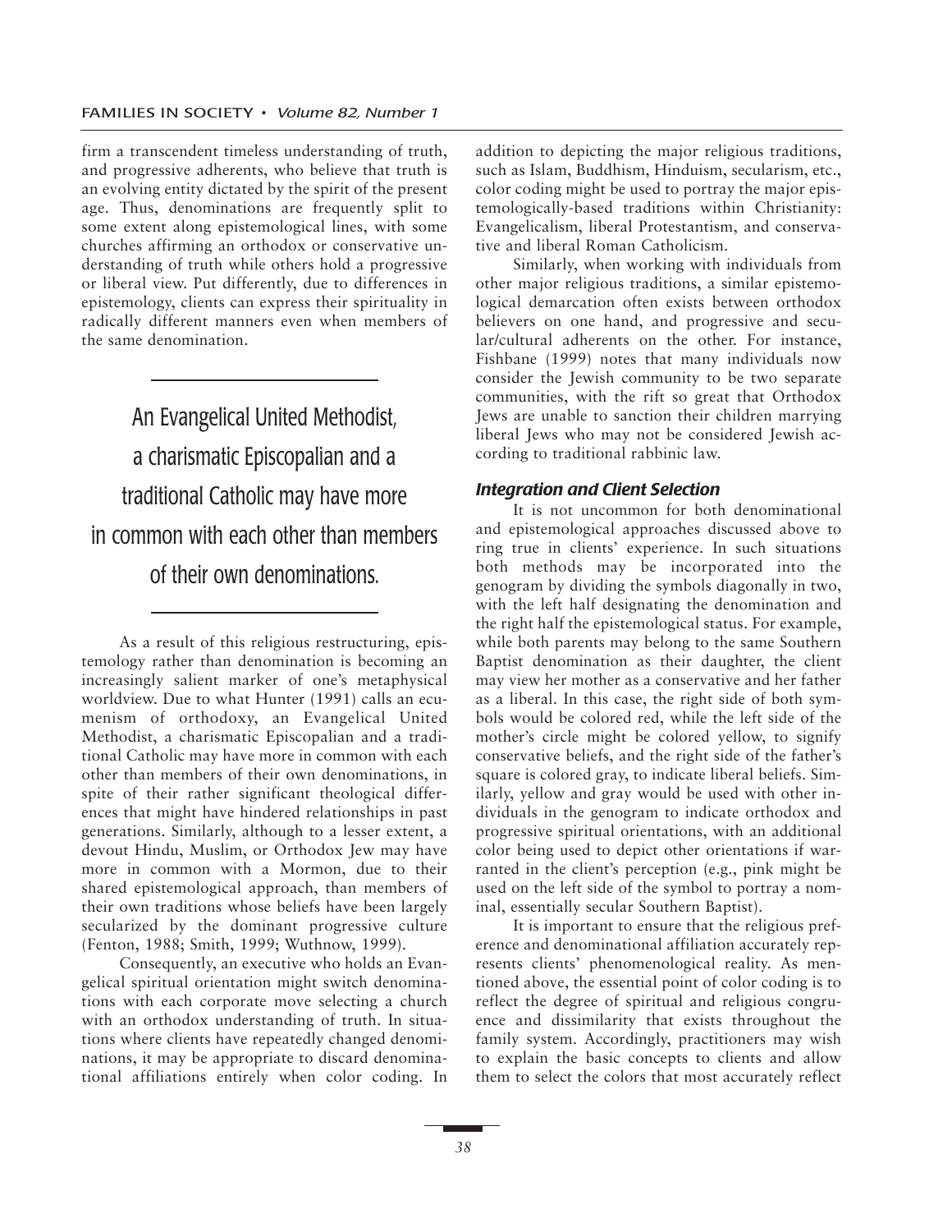firm a transcendent timeless understanding of truth, and progressive adherents, who believe that truth is an evolving entity dictated by the spirit of the present age. Thus, denominations are frequently split to some extent along epistemological lines, with some churches affirming an orthodox or conservative understanding of truth while others hold a progressive or liberal view. Put differently, due to differences in epistemology, clients can express their spirituality in radically different manners even when members of the same denomination.

> An Evangelical United Methodist, a charismatic Episcopalian and a traditional Catholic may have more in common with each other than members of their own denominations.

As a result of this religious restructuring, epistemology rather than denomination is becoming an increasingly salient marker of one's metaphysical worldview. Due to what Hunter (1991) calls an ecumenism of orthodoxy, an Evangelical United Methodist, a charismatic Episcopalian and a traditional Catholic may have more in common with each other than members of their own denominations, in spite of their rather significant theological differences that might have hindered relationships in past generations. Similarly, although to a lesser extent, a devout Hindu, Muslim, or Orthodox Jew may have more in common with a Mormon, due to their shared epistemological approach, than members of their own traditions whose beliefs have been largely secularized by the dominant progressive culture (Fenton, 1988; Smith, 1999; Wuthnow, 1999).

Consequently, an executive who holds an Evangelical spiritual orientation might switch denominations with each corporate move selecting a church with an orthodox understanding of truth. In situations where clients have repeatedly changed denominations, it may be appropriate to discard denominational affiliations entirely when color coding. In addition to depicting the major religious traditions, such as Islam, Buddhism, Hinduism, secularism, etc., color coding might be used to portray the major epistemologically-based traditions within Christianity: Evangelicalism, liberal Protestantism, and conservative and liberal Roman Catholicism.

Similarly, when working with individuals from other major religious traditions, a similar epistemological demarcation often exists between orthodox believers on one hand, and progressive and secular/cultural adherents on the other. For instance, Fishbane (1999) notes that many individuals now consider the Jewish community to be two separate communities, with the rift so great that Orthodox Jews are unable to sanction their children marrying liberal Jews who may not be considered Jewish according to traditional rabbinic law.

### *Integration and Client Selection*

It is not uncommon for both denominational and epistemological approaches discussed above to ring true in clients' experience. In such situations both methods may be incorporated into the genogram by dividing the symbols diagonally in two, with the left half designating the denomination and the right half the epistemological status. For example, while both parents may belong to the same Southern Baptist denomination as their daughter, the client may view her mother as a conservative and her father as a liberal. In this case, the right side of both symbols would be colored red, while the left side of the mother's circle might be colored yellow, to signify conservative beliefs, and the right side of the father's square is colored gray, to indicate liberal beliefs. Similarly, yellow and gray would be used with other individuals in the genogram to indicate orthodox and progressive spiritual orientations, with an additional color being used to depict other orientations if warranted in the client's perception (e.g., pink might be used on the left side of the symbol to portray a nominal, essentially secular Southern Baptist).

It is important to ensure that the religious preference and denominational affiliation accurately represents clients' phenomenological reality. As mentioned above, the essential point of color coding is to reflect the degree of spiritual and religious congruence and dissimilarity that exists throughout the family system. Accordingly, practitioners may wish to explain the basic concepts to clients and allow them to select the colors that most accurately reflect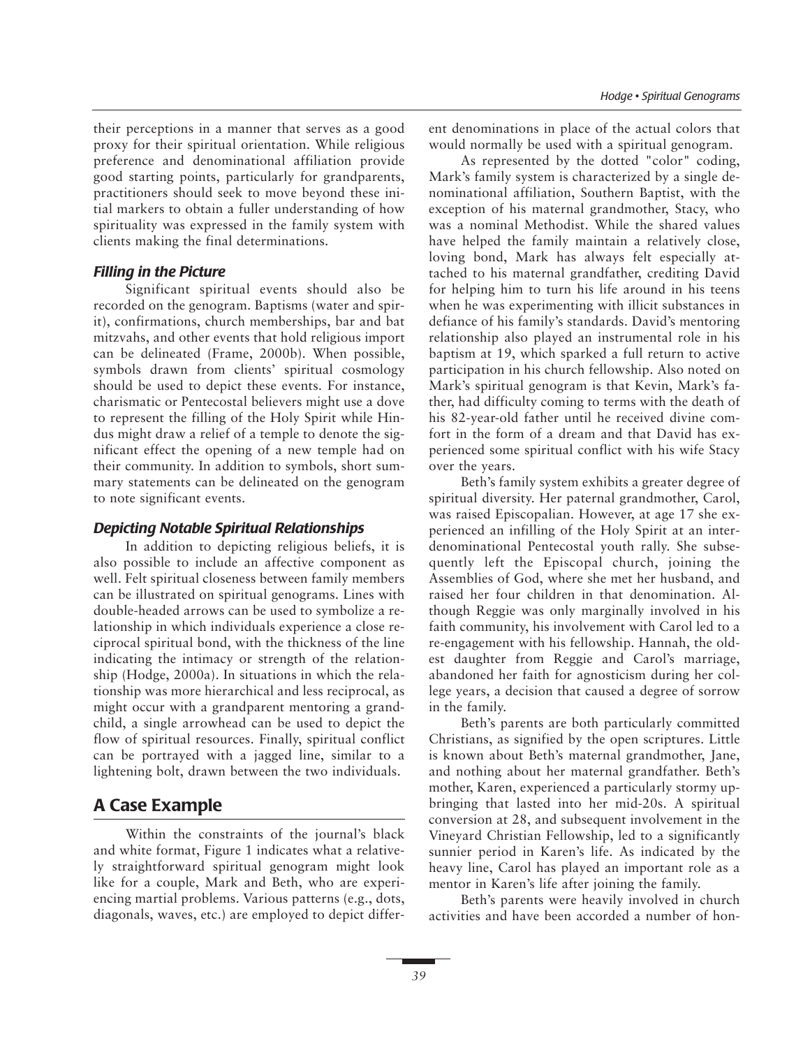their perceptions in a manner that serves as a good proxy for their spiritual orientation. While religious preference and denominational affiliation provide good starting points, particularly for grandparents, practitioners should seek to move beyond these initial markers to obtain a fuller understanding of how spirituality was expressed in the family system with clients making the final determinations.

### *Filling in the Picture*

Significant spiritual events should also be recorded on the genogram. Baptisms (water and spirit), confirmations, church memberships, bar and bat mitzvahs, and other events that hold religious import can be delineated (Frame, 2000b). When possible, symbols drawn from clients' spiritual cosmology should be used to depict these events. For instance, charismatic or Pentecostal believers might use a dove to represent the filling of the Holy Spirit while Hindus might draw a relief of a temple to denote the significant effect the opening of a new temple had on their community. In addition to symbols, short summary statements can be delineated on the genogram to note significant events.

### *Depicting Notable Spiritual Relationships*

In addition to depicting religious beliefs, it is also possible to include an affective component as well. Felt spiritual closeness between family members can be illustrated on spiritual genograms. Lines with double-headed arrows can be used to symbolize a relationship in which individuals experience a close reciprocal spiritual bond, with the thickness of the line indicating the intimacy or strength of the relationship (Hodge, 2000a). In situations in which the relationship was more hierarchical and less reciprocal, as might occur with a grandparent mentoring a grandchild, a single arrowhead can be used to depict the flow of spiritual resources. Finally, spiritual conflict can be portrayed with a jagged line, similar to a lightening bolt, drawn between the two individuals.

## A Case Example

Within the constraints of the journal's black and white format, Figure 1 indicates what a relatively straightforward spiritual genogram might look like for a couple, Mark and Beth, who are experiencing martial problems. Various patterns (e.g., dots, diagonals, waves, etc.) are employed to depict different denominations in place of the actual colors that would normally be used with a spiritual genogram.

As represented by the dotted "color" coding, Mark's family system is characterized by a single denominational affiliation, Southern Baptist, with the exception of his maternal grandmother, Stacy, who was a nominal Methodist. While the shared values have helped the family maintain a relatively close, loving bond, Mark has always felt especially attached to his maternal grandfather, crediting David for helping him to turn his life around in his teens when he was experimenting with illicit substances in defiance of his family's standards. David's mentoring relationship also played an instrumental role in his baptism at 19, which sparked a full return to active participation in his church fellowship. Also noted on Mark's spiritual genogram is that Kevin, Mark's father, had difficulty coming to terms with the death of his 82-year-old father until he received divine comfort in the form of a dream and that David has experienced some spiritual conflict with his wife Stacy over the years.

Beth's family system exhibits a greater degree of spiritual diversity. Her paternal grandmother, Carol, was raised Episcopalian. However, at age 17 she experienced an infilling of the Holy Spirit at an interdenominational Pentecostal youth rally. She subsequently left the Episcopal church, joining the Assemblies of God, where she met her husband, and raised her four children in that denomination. Although Reggie was only marginally involved in his faith community, his involvement with Carol led to a re-engagement with his fellowship. Hannah, the oldest daughter from Reggie and Carol's marriage, abandoned her faith for agnosticism during her college years, a decision that caused a degree of sorrow in the family.

Beth's parents are both particularly committed Christians, as signified by the open scriptures. Little is known about Beth's maternal grandmother, Jane, and nothing about her maternal grandfather. Beth's mother, Karen, experienced a particularly stormy upbringing that lasted into her mid-20s. A spiritual conversion at 28, and subsequent involvement in the Vineyard Christian Fellowship, led to a significantly sunnier period in Karen's life. As indicated by the heavy line, Carol has played an important role as a mentor in Karen's life after joining the family.

Beth's parents were heavily involved in church activities and have been accorded a number of hon-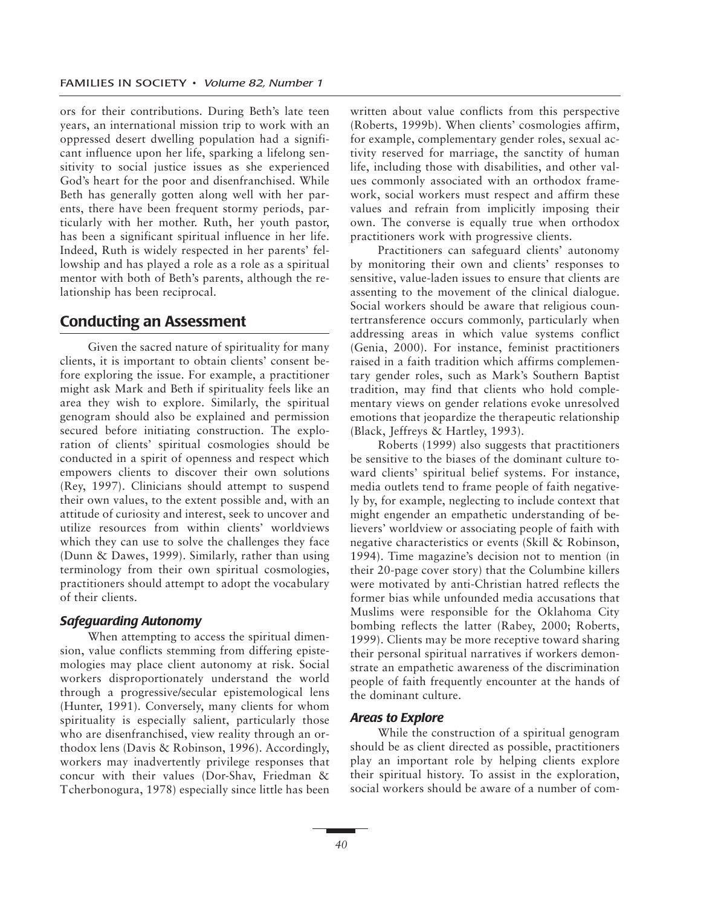ors for their contributions. During Beth's late teen years, an international mission trip to work with an oppressed desert dwelling population had a significant influence upon her life, sparking a lifelong sensitivity to social justice issues as she experienced God's heart for the poor and disenfranchised. While Beth has generally gotten along well with her parents, there have been frequent stormy periods, particularly with her mother. Ruth, her youth pastor, has been a significant spiritual influence in her life. Indeed, Ruth is widely respected in her parents' fellowship and has played a role as a role as a spiritual mentor with both of Beth's parents, although the relationship has been reciprocal.

## Conducting an Assessment

Given the sacred nature of spirituality for many clients, it is important to obtain clients' consent before exploring the issue. For example, a practitioner might ask Mark and Beth if spirituality feels like an area they wish to explore. Similarly, the spiritual genogram should also be explained and permission secured before initiating construction. The exploration of clients' spiritual cosmologies should be conducted in a spirit of openness and respect which empowers clients to discover their own solutions (Rey, 1997). Clinicians should attempt to suspend their own values, to the extent possible and, with an attitude of curiosity and interest, seek to uncover and utilize resources from within clients' worldviews which they can use to solve the challenges they face (Dunn & Dawes, 1999). Similarly, rather than using terminology from their own spiritual cosmologies, practitioners should attempt to adopt the vocabulary of their clients.

### *Safeguarding Autonomy*

When attempting to access the spiritual dimension, value conflicts stemming from differing epistemologies may place client autonomy at risk. Social workers disproportionately understand the world through a progressive/secular epistemological lens (Hunter, 1991). Conversely, many clients for whom spirituality is especially salient, particularly those who are disenfranchised, view reality through an orthodox lens (Davis & Robinson, 1996). Accordingly, workers may inadvertently privilege responses that concur with their values (Dor-Shav, Friedman & Tcherbonogura, 1978) especially since little has been written about value conflicts from this perspective (Roberts, 1999b). When clients' cosmologies affirm, for example, complementary gender roles, sexual activity reserved for marriage, the sanctity of human life, including those with disabilities, and other values commonly associated with an orthodox framework, social workers must respect and affirm these values and refrain from implicitly imposing their own. The converse is equally true when orthodox practitioners work with progressive clients.

Practitioners can safeguard clients' autonomy by monitoring their own and clients' responses to sensitive, value-laden issues to ensure that clients are assenting to the movement of the clinical dialogue. Social workers should be aware that religious countertransference occurs commonly, particularly when addressing areas in which value systems conflict (Genia, 2000). For instance, feminist practitioners raised in a faith tradition which affirms complementary gender roles, such as Mark's Southern Baptist tradition, may find that clients who hold complementary views on gender relations evoke unresolved emotions that jeopardize the therapeutic relationship (Black, Jeffreys & Hartley, 1993).

Roberts (1999) also suggests that practitioners be sensitive to the biases of the dominant culture toward clients' spiritual belief systems. For instance, media outlets tend to frame people of faith negatively by, for example, neglecting to include context that might engender an empathetic understanding of believers' worldview or associating people of faith with negative characteristics or events (Skill & Robinson, 1994). Time magazine's decision not to mention (in their 20-page cover story) that the Columbine killers were motivated by anti-Christian hatred reflects the former bias while unfounded media accusations that Muslims were responsible for the Oklahoma City bombing reflects the latter (Rabey, 2000; Roberts, 1999). Clients may be more receptive toward sharing their personal spiritual narratives if workers demonstrate an empathetic awareness of the discrimination people of faith frequently encounter at the hands of the dominant culture.

### *Areas to Explore*

While the construction of a spiritual genogram should be as client directed as possible, practitioners play an important role by helping clients explore their spiritual history. To assist in the exploration, social workers should be aware of a number of com-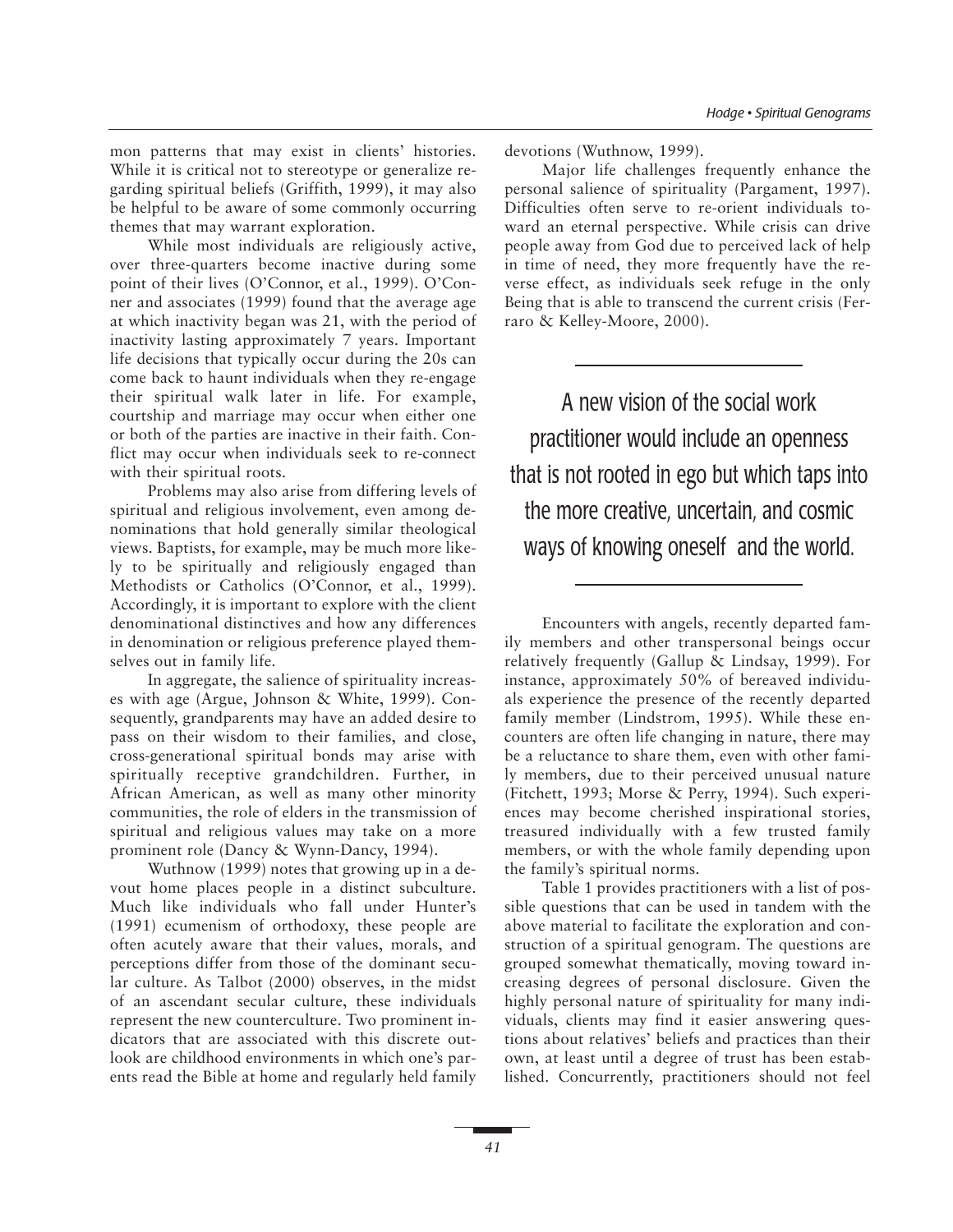mon patterns that may exist in clients' histories. While it is critical not to stereotype or generalize regarding spiritual beliefs (Griffith, 1999), it may also be helpful to be aware of some commonly occurring themes that may warrant exploration.

While most individuals are religiously active, over three-quarters become inactive during some point of their lives (O'Connor, et al., 1999). O'Conner and associates (1999) found that the average age at which inactivity began was 21, with the period of inactivity lasting approximately 7 years. Important life decisions that typically occur during the 20s can come back to haunt individuals when they re-engage their spiritual walk later in life. For example, courtship and marriage may occur when either one or both of the parties are inactive in their faith. Conflict may occur when individuals seek to re-connect with their spiritual roots.

Problems may also arise from differing levels of spiritual and religious involvement, even among denominations that hold generally similar theological views. Baptists, for example, may be much more likely to be spiritually and religiously engaged than Methodists or Catholics (O'Connor, et al., 1999). Accordingly, it is important to explore with the client denominational distinctives and how any differences in denomination or religious preference played themselves out in family life.

In aggregate, the salience of spirituality increases with age (Argue, Johnson & White, 1999). Consequently, grandparents may have an added desire to pass on their wisdom to their families, and close, cross-generational spiritual bonds may arise with spiritually receptive grandchildren. Further, in African American, as well as many other minority communities, the role of elders in the transmission of spiritual and religious values may take on a more prominent role (Dancy & Wynn-Dancy, 1994).

Wuthnow (1999) notes that growing up in a devout home places people in a distinct subculture. Much like individuals who fall under Hunter's (1991) ecumenism of orthodoxy, these people are often acutely aware that their values, morals, and perceptions differ from those of the dominant secular culture. As Talbot (2000) observes, in the midst of an ascendant secular culture, these individuals represent the new counterculture. Two prominent indicators that are associated with this discrete outlook are childhood environments in which one's parents read the Bible at home and regularly held family devotions (Wuthnow, 1999).

Major life challenges frequently enhance the personal salience of spirituality (Pargament, 1997). Difficulties often serve to re-orient individuals toward an eternal perspective. While crisis can drive people away from God due to perceived lack of help in time of need, they more frequently have the reverse effect, as individuals seek refuge in the only Being that is able to transcend the current crisis (Ferraro & Kelley-Moore, 2000).

> A new vision of the social work practitioner would include an openness that is not rooted in ego but which taps into the more creative, uncertain, and cosmic ways of knowing oneself and the world.

Encounters with angels, recently departed family members and other transpersonal beings occur relatively frequently (Gallup & Lindsay, 1999). For instance, approximately 50% of bereaved individuals experience the presence of the recently departed family member (Lindstrom, 1995). While these encounters are often life changing in nature, there may be a reluctance to share them, even with other family members, due to their perceived unusual nature (Fitchett, 1993; Morse & Perry, 1994). Such experiences may become cherished inspirational stories, treasured individually with a few trusted family members, or with the whole family depending upon the family's spiritual norms.

Table 1 provides practitioners with a list of possible questions that can be used in tandem with the above material to facilitate the exploration and construction of a spiritual genogram. The questions are grouped somewhat thematically, moving toward increasing degrees of personal disclosure. Given the highly personal nature of spirituality for many individuals, clients may find it easier answering questions about relatives' beliefs and practices than their own, at least until a degree of trust has been established. Concurrently, practitioners should not feel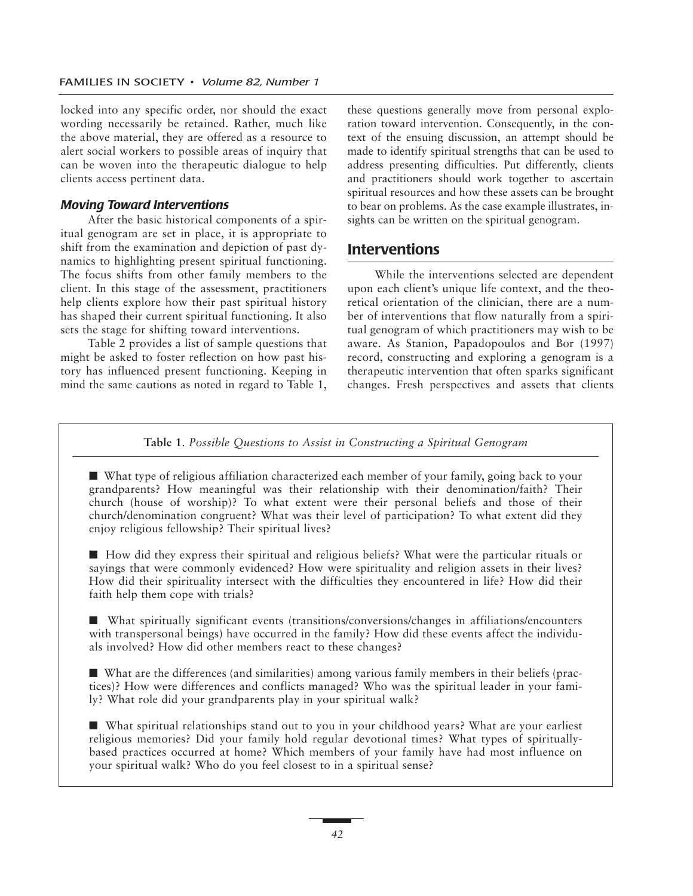locked into any specific order, nor should the exact wording necessarily be retained. Rather, much like the above material, they are offered as a resource to alert social workers to possible areas of inquiry that can be woven into the therapeutic dialogue to help clients access pertinent data.

### *Moving Toward Interventions*

After the basic historical components of a spiritual genogram are set in place, it is appropriate to shift from the examination and depiction of past dynamics to highlighting present spiritual functioning. The focus shifts from other family members to the client. In this stage of the assessment, practitioners help clients explore how their past spiritual history has shaped their current spiritual functioning. It also sets the stage for shifting toward interventions.

Table 2 provides a list of sample questions that might be asked to foster reflection on how past history has influenced present functioning. Keeping in mind the same cautions as noted in regard to Table 1, these questions generally move from personal exploration toward intervention. Consequently, in the context of the ensuing discussion, an attempt should be made to identify spiritual strengths that can be used to address presenting difficulties. Put differently, clients and practitioners should work together to ascertain spiritual resources and how these assets can be brought to bear on problems. As the case example illustrates, insights can be written on the spiritual genogram.

## Interventions

While the interventions selected are dependent upon each client's unique life context, and the theoretical orientation of the clinician, there are a number of interventions that flow naturally from a spiritual genogram of which practitioners may wish to be aware. As Stanion, Papadopoulos and Bor (1997) record, constructing and exploring a genogram is a therapeutic intervention that often sparks significant changes. Fresh perspectives and assets that clients

**Table 1**. *Possible Questions to Assist in Constructing a Spiritual Genogram*

- What type of religious affiliation characterized each member of your family, going back to your grandparents? How meaningful was their relationship with their denomination/faith? Their church (house of worship)? To what extent were their personal beliefs and those of their church/denomination congruent? What was their level of participation? To what extent did they enjoy religious fellowship? Their spiritual lives?

- How did they express their spiritual and religious beliefs? What were the particular rituals or sayings that were commonly evidenced? How were spirituality and religion assets in their lives? How did their spirituality intersect with the difficulties they encountered in life? How did their faith help them cope with trials?

- What spiritually significant events (transitions/conversions/changes in affiliations/encounters with transpersonal beings) have occurred in the family? How did these events affect the individuals involved? How did other members react to these changes?

- What are the differences (and similarities) among various family members in their beliefs (practices)? How were differences and conflicts managed? Who was the spiritual leader in your family? What role did your grandparents play in your spiritual walk?

- What spiritual relationships stand out to you in your childhood years? What are your earliest religious memories? Did your family hold regular devotional times? What types of spiritually-based practices occurred at home? Which members of your family have had most influence on your spiritual walk? Who do you feel closest to in a spiritual sense?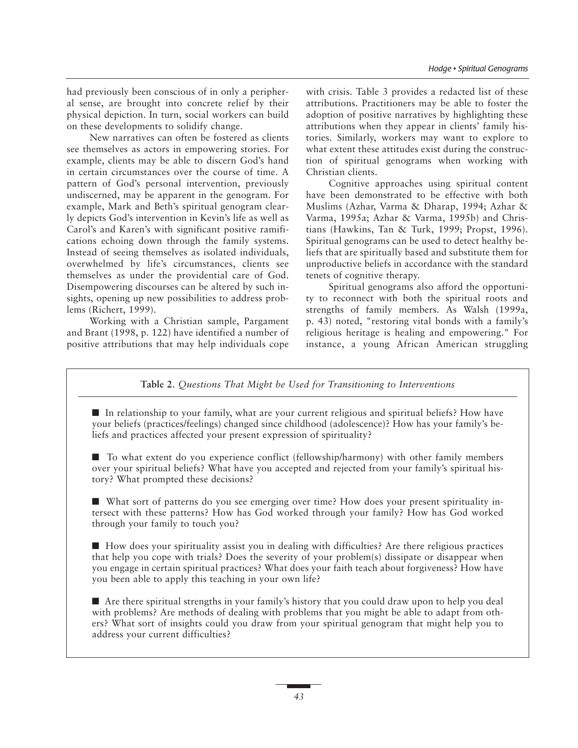had previously been conscious of in only a peripheral sense, are brought into concrete relief by their physical depiction. In turn, social workers can build on these developments to solidify change.

New narratives can often be fostered as clients see themselves as actors in empowering stories. For example, clients may be able to discern God's hand in certain circumstances over the course of time. A pattern of God's personal intervention, previously undiscerned, may be apparent in the genogram. For example, Mark and Beth's spiritual genogram clearly depicts God's intervention in Kevin's life as well as Carol's and Karen's with significant positive ramifications echoing down through the family systems. Instead of seeing themselves as isolated individuals, overwhelmed by life's circumstances, clients see themselves as under the providential care of God. Disempowering discourses can be altered by such insights, opening up new possibilities to address problems (Richert, 1999).

Working with a Christian sample, Pargament and Brant (1998, p. 122) have identified a number of positive attributions that may help individuals cope with crisis. Table 3 provides a redacted list of these attributions. Practitioners may be able to foster the adoption of positive narratives by highlighting these attributions when they appear in clients' family histories. Similarly, workers may want to explore to what extent these attitudes exist during the construction of spiritual genograms when working with Christian clients.

Cognitive approaches using spiritual content have been demonstrated to be effective with both Muslims (Azhar, Varma & Dharap, 1994; Azhar & Varma, 1995a; Azhar & Varma, 1995b) and Christians (Hawkins, Tan & Turk, 1999; Propst, 1996). Spiritual genograms can be used to detect healthy beliefs that are spiritually based and substitute them for unproductive beliefs in accordance with the standard tenets of cognitive therapy.

Spiritual genograms also afford the opportunity to reconnect with both the spiritual roots and strengths of family members. As Walsh (1999a, p. 43) noted, "restoring vital bonds with a family's religious heritage is healing and empowering." For instance, a young African American struggling

**Table 2**. *Questions That Might be Used for Transitioning to Interventions*

- In relationship to your family, what are your current religious and spiritual beliefs? How have your beliefs (practices/feelings) changed since childhood (adolescence)? How has your family's beliefs and practices affected your present expression of spirituality?

- To what extent do you experience conflict (fellowship/harmony) with other family members over your spiritual beliefs? What have you accepted and rejected from your family's spiritual history? What prompted these decisions?

- What sort of patterns do you see emerging over time? How does your present spirituality intersect with these patterns? How has God worked through your family? How has God worked through your family to touch you?

- How does your spirituality assist you in dealing with difficulties? Are there religious practices that help you cope with trials? Does the severity of your problem(s) dissipate or disappear when you engage in certain spiritual practices? What does your faith teach about forgiveness? How have you been able to apply this teaching in your own life?

- Are there spiritual strengths in your family's history that you could draw upon to help you deal with problems? Are methods of dealing with problems that you might be able to adapt from others? What sort of insights could you draw from your spiritual genogram that might help you to address your current difficulties?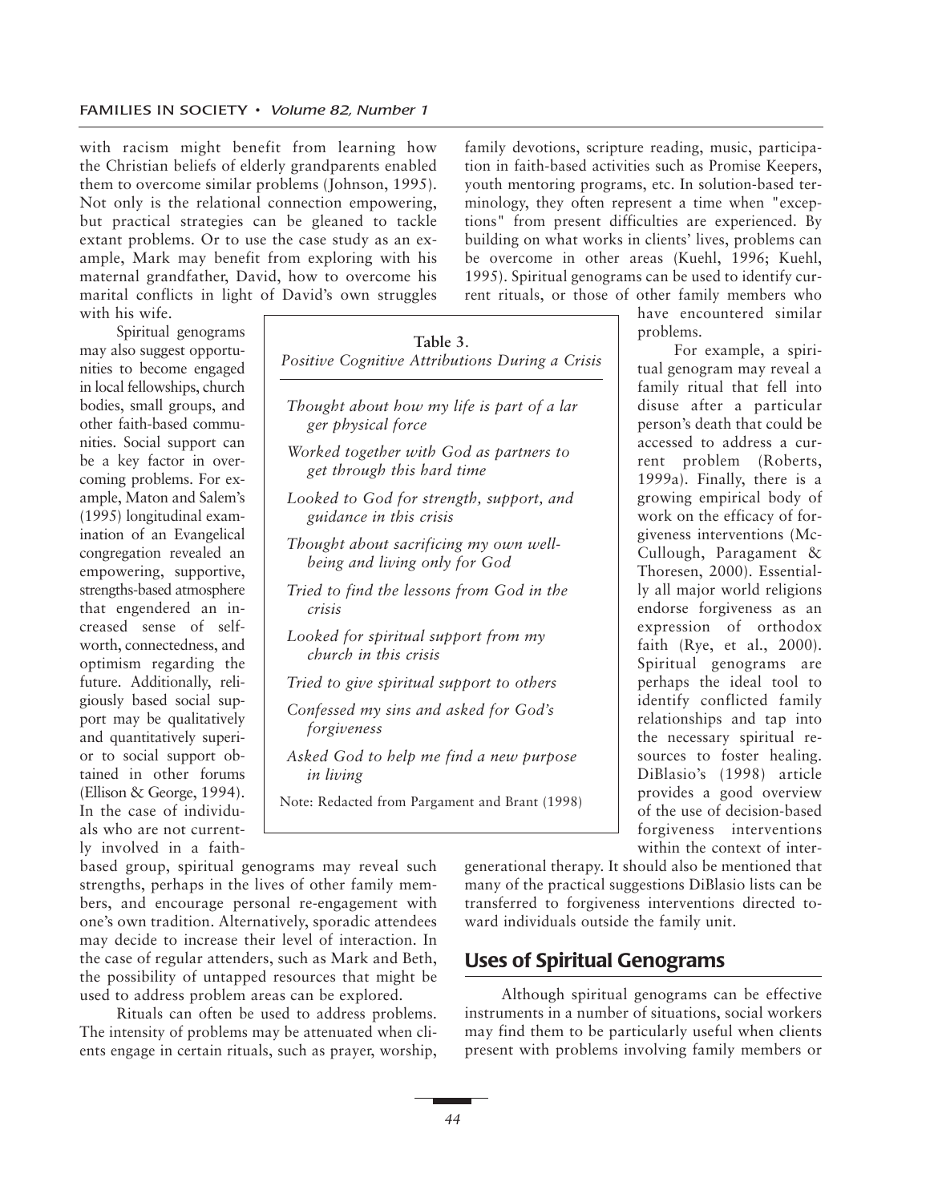with racism might benefit from learning how the Christian beliefs of elderly grandparents enabled them to overcome similar problems (Johnson, 1995). Not only is the relational connection empowering, but practical strategies can be gleaned to tackle extant problems. Or to use the case study as an example, Mark may benefit from exploring with his maternal grandfather, David, how to overcome his marital conflicts in light of David's own struggles with his wife.

Spiritual genograms may also suggest opportunities to become engaged in local fellowships, church bodies, small groups, and other faith-based communities. Social support can be a key factor in overcoming problems. For example, Maton and Salem's (1995) longitudinal examination of an Evangelical congregation revealed an empowering, supportive, strengths-based atmosphere that engendered an increased sense of self-worth, connectedness, and optimism regarding the future. Additionally, religiously based social support may be qualitatively and quantitatively superior to social support obtained in other forums (Ellison & George, 1994). In the case of individuals who are not currently involved in a faith-based group, spiritual genograms may reveal such strengths, perhaps in the lives of other family members, and encourage personal re-engagement with one's own tradition. Alternatively, sporadic attendees may decide to increase their level of interaction. In the case of regular attenders, such as Mark and Beth, the possibility of untapped resources that might be used to address problem areas can be explored.

Rituals can often be used to address problems. The intensity of problems may be attenuated when clients engage in certain rituals, such as prayer, worship, family devotions, scripture reading, music, participation in faith-based activities such as Promise Keepers, youth mentoring programs, etc. In solution-based terminology, they often represent a time when "exceptions" from present difficulties are experienced. By building on what works in clients' lives, problems can be overcome in other areas (Kuehl, 1996; Kuehl, 1995). Spiritual genograms can be used to identify current rituals, or those of other family members who have encountered similar problems.

**Table 3.**
*Positive Cognitive Attributions During a Crisis*

| |
|---|
| *Thought about how my life is part of a larger physical force* |
| *Worked together with God as partners to get through this hard time* |
| *Looked to God for strength, support, and guidance in this crisis* |
| *Thought about sacrificing my own well-being and living only for God* |
| *Tried to find the lessons from God in the crisis* |
| *Looked for spiritual support from my church in this crisis* |
| *Tried to give spiritual support to others* |
| *Confessed my sins and asked for God's forgiveness* |
| *Asked God to help me find a new purpose in living* |

Note: Redacted from Pargament and Brant (1998)

For example, a spiritual genogram may reveal a family ritual that fell into disuse after a particular person's death that could be accessed to address a current problem (Roberts, 1999a). Finally, there is a growing empirical body of work on the efficacy of forgiveness interventions (McCullough, Paragament & Thoresen, 2000). Essentially all major world religions endorse forgiveness as an expression of orthodox faith (Rye, et al., 2000). Spiritual genograms are perhaps the ideal tool to identify conflicted family relationships and tap into the necessary spiritual resources to foster healing. DiBlasio's (1998) article provides a good overview of the use of decision-based forgiveness interventions within the context of intergenerational therapy. It should also be mentioned that many of the practical suggestions DiBlasio lists can be transferred to forgiveness interventions directed toward individuals outside the family unit.

## Uses of Spiritual Genograms

Although spiritual genograms can be effective instruments in a number of situations, social workers may find them to be particularly useful when clients present with problems involving family members or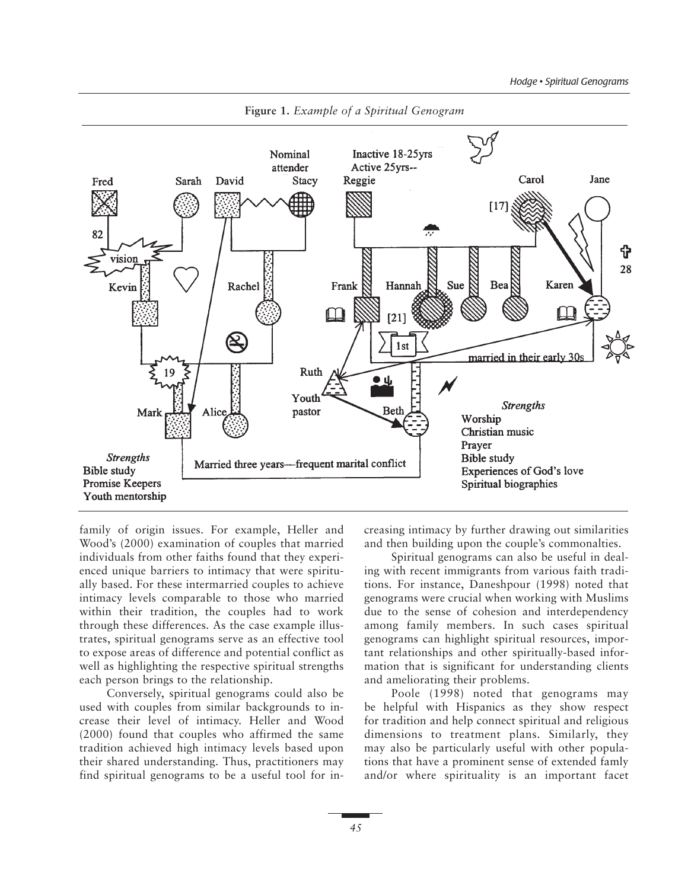**Figure 1.** *Example of a Spiritual Genogram*

family of origin issues. For example, Heller and Wood's (2000) examination of couples that married individuals from other faiths found that they experienced unique barriers to intimacy that were spiritually based. For these intermarried couples to achieve intimacy levels comparable to those who married within their tradition, the couples had to work through these differences. As the case example illustrates, spiritual genograms serve as an effective tool to expose areas of difference and potential conflict as well as highlighting the respective spiritual strengths each person brings to the relationship.

Conversely, spiritual genograms could also be used with couples from similar backgrounds to increase their level of intimacy. Heller and Wood (2000) found that couples who affirmed the same tradition achieved high intimacy levels based upon their shared understanding. Thus, practitioners may find spiritual genograms to be a useful tool for increasing intimacy by further drawing out similarities and then building upon the couple's commonalties.

Spiritual genograms can also be useful in dealing with recent immigrants from various faith traditions. For instance, Daneshpour (1998) noted that genograms were crucial when working with Muslims due to the sense of cohesion and interdependency among family members. In such cases spiritual genograms can highlight spiritual resources, important relationships and other spiritually-based information that is significant for understanding clients and ameliorating their problems.

Poole (1998) noted that genograms may be helpful with Hispanics as they show respect for tradition and help connect spiritual and religious dimensions to treatment plans. Similarly, they may also be particularly useful with other populations that have a prominent sense of extended famly and/or where spirituality is an important facet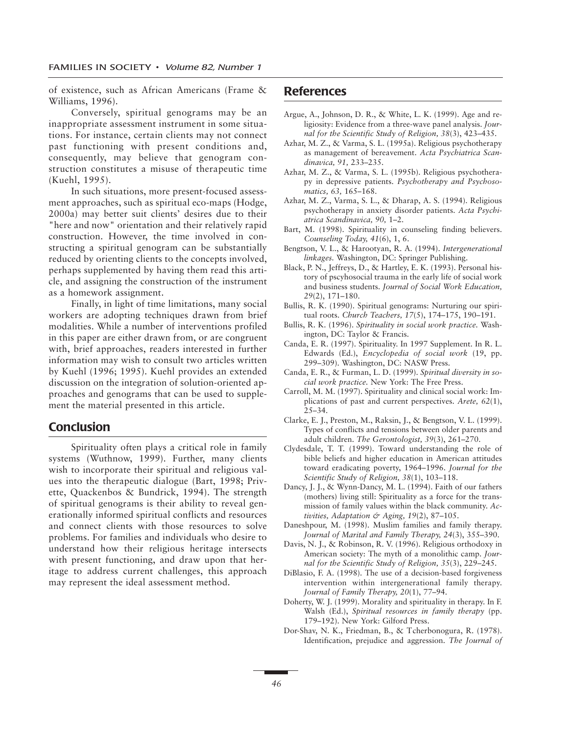of existence, such as African Americans (Frame & Williams, 1996).

Conversely, spiritual genograms may be an inappropriate assessment instrument in some situations. For instance, certain clients may not connect past functioning with present conditions and, consequently, may believe that genogram construction constitutes a misuse of therapeutic time (Kuehl, 1995).

In such situations, more present-focused assessment approaches, such as spiritual eco-maps (Hodge, 2000a) may better suit clients' desires due to their "here and now" orientation and their relatively rapid construction. However, the time involved in constructing a spiritual genogram can be substantially reduced by orienting clients to the concepts involved, perhaps supplemented by having them read this article, and assigning the construction of the instrument as a homework assignment.

Finally, in light of time limitations, many social workers are adopting techniques drawn from brief modalities. While a number of interventions profiled in this paper are either drawn from, or are congruent with, brief approaches, readers interested in further information may wish to consult two articles written by Kuehl (1996; 1995). Kuehl provides an extended discussion on the integration of solution-oriented approaches and genograms that can be used to supplement the material presented in this article.

## Conclusion

Spirituality often plays a critical role in family systems (Wuthnow, 1999). Further, many clients wish to incorporate their spiritual and religious values into the therapeutic dialogue (Bart, 1998; Privette, Quackenbos & Bundrick, 1994). The strength of spiritual genograms is their ability to reveal generationally informed spiritual conflicts and resources and connect clients with those resources to solve problems. For families and individuals who desire to understand how their religious heritage intersects with present functioning, and draw upon that heritage to address current challenges, this approach may represent the ideal assessment method.

## References

Argue, A., Johnson, D. R., & White, L. K. (1999). Age and religiosity: Evidence from a three-wave panel analysis. *Journal for the Scientific Study of Religion, 38*(3), 423–435.

Azhar, M. Z., & Varma, S. L. (1995a). Religious psychotherapy as management of bereavement. *Acta Psychiatrica Scandinavica, 91,* 233–235.

Azhar, M. Z., & Varma, S. L. (1995b). Religious psychotherapy in depressive patients. *Psychotherapy and Psychosomatics, 63,* 165–168.

Azhar, M. Z., Varma, S. L., & Dharap, A. S. (1994). Religious psychotherapy in anxiety disorder patients. *Acta Psychiatrica Scandinavica, 90,* 1–2.

Bart, M. (1998). Spirituality in counseling finding believers. *Counseling Today, 41*(6), 1, 6.

Bengtson, V. L., & Harootyan, R. A. (1994). *Intergenerational linkages.* Washington, DC: Springer Publishing.

Black, P. N., Jeffreys, D., & Hartley, E. K. (1993). Personal history of pscyhosocial trauma in the early life of social work and business students. *Journal of Social Work Education, 29*(2), 171–180.

Bullis, R. K. (1990). Spiritual genograms: Nurturing our spiritual roots. *Church Teachers, 17*(5), 174–175, 190–191.

Bullis, R. K. (1996). *Spirituality in social work practice.* Washington, DC: Taylor & Francis.

Canda, E. R. (1997). Spirituality. In 1997 Supplement. In R. L. Edwards (Ed.), *Encyclopedia of social work* (19, pp. 299–309). Washington, DC: NASW Press.

Canda, E. R., & Furman, L. D. (1999). *Spiritual diversity in social work practice.* New York: The Free Press.

Carroll, M. M. (1997). Spirituality and clinical social work: Implications of past and current perspectives. *Arete, 62*(1), 25–34.

Clarke, E. J., Preston, M., Raksin, J., & Bengtson, V. L. (1999). Types of conflicts and tensions between older parents and adult children. *The Gerontologist, 39*(3), 261–270.

Clydesdale, T. T. (1999). Toward understanding the role of bible beliefs and higher education in American attitudes toward eradicating poverty, 1964–1996. *Journal for the Scientific Study of Religion, 38*(1), 103–118.

Dancy, J. J., & Wynn-Dancy, M. L. (1994). Faith of our fathers (mothers) living still: Spirituality as a force for the transmission of family values within the black community. *Activities, Adaptation & Aging, 19*(2), 87–105.

Daneshpour, M. (1998). Muslim families and family therapy. *Journal of Marital and Family Therapy, 24*(3), 355–390.

Davis, N. J., & Robinson, R. V. (1996). Religious orthodoxy in American society: The myth of a monolithic camp. *Journal for the Scientific Study of Religion, 35*(3), 229–245.

DiBlasio, F. A. (1998). The use of a decision-based forgiveness intervention within intergenerational family therapy. *Journal of Family Therapy, 20*(1), 77–94.

Doherty, W. J. (1999). Morality and spirituality in therapy. In F. Walsh (Ed.), *Spiritual resources in family therapy* (pp. 179–192). New York: Gilford Press.

Dor-Shav, N. K., Friedman, B., & Tcherbonogura, R. (1978). Identification, prejudice and aggression. *The Journal of*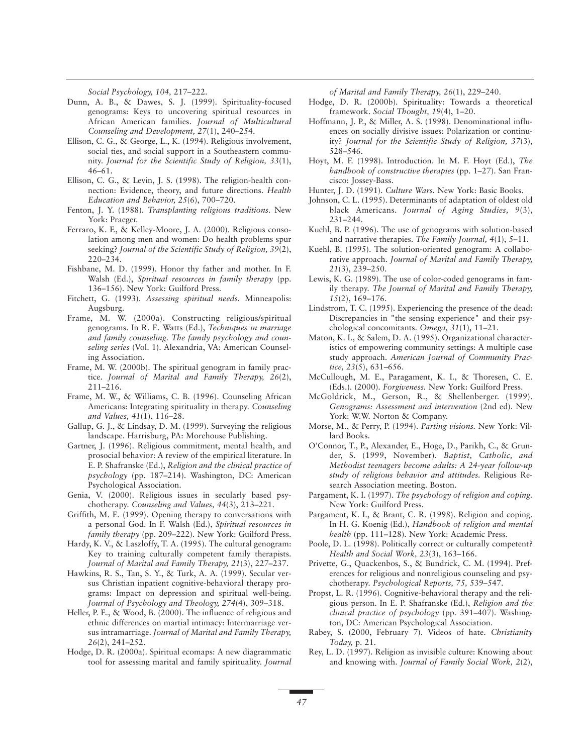*Social Psychology, 104,* 217–222.

Dunn, A. B., & Dawes, S. J. (1999). Spirituality-focused genograms: Keys to uncovering spiritual resources in African American families. *Journal of Multicultural Counseling and Development, 27*(1), 240–254.

Ellison, C. G., & George, L., K. (1994). Religious involvement, social ties, and social support in a Southeastern community. *Journal for the Scientific Study of Religion, 33*(1), 46–61.

Ellison, C. G., & Levin, J. S. (1998). The religion-health connection: Evidence, theory, and future directions. *Health Education and Behavior, 25*(6), 700–720.

Fenton, J. Y. (1988). *Transplanting religious traditions.* New York: Praeger.

Ferraro, K. F., & Kelley-Moore, J. A. (2000). Religious consolation among men and women: Do health problems spur seeking? *Journal of the Scientific Study of Religion, 39*(2), 220–234.

Fishbane, M. D. (1999). Honor thy father and mother. In F. Walsh (Ed.), *Spiritual resources in family therapy* (pp. 136–156). New York: Guilford Press.

Fitchett, G. (1993). *Assessing spiritual needs.* Minneapolis: Augsburg.

Frame, M. W. (2000a). Constructing religious/spiritual genograms. In R. E. Watts (Ed.), *Techniques in marriage and family counseling. The family psychology and counseling series* (Vol. 1). Alexandria, VA: American Counseling Association.

Frame, M. W. (2000b). The spiritual genogram in family practice. *Journal of Marital and Family Therapy, 26*(2), 211–216.

Frame, M. W., & Williams, C. B. (1996). Counseling African Americans: Integrating spirituality in therapy. *Counseling and Values, 41*(1), 116–28.

Gallup, G. J., & Lindsay, D. M. (1999). Surveying the religious landscape. Harrisburg, PA: Morehouse Publishing.

Gartner, J. (1996). Religious commitment, mental health, and prosocial behavior: A review of the empirical literature. In E. P. Shafranske (Ed.), *Religion and the clinical practice of psychology* (pp. 187–214). Washington, DC: American Psychological Association.

Genia, V. (2000). Religious issues in secularly based psychotherapy. *Counseling and Values, 44*(3), 213–221.

Griffith, M. E. (1999). Opening therapy to conversations with a personal God. In F. Walsh (Ed.), *Spiritual resources in family therapy* (pp. 209–222). New York: Guilford Press.

Hardy, K. V., & Laszloffy, T. A. (1995). The cultural genogram: Key to training culturally competent family therapists. *Journal of Marital and Family Therapy, 21*(3), 227–237.

Hawkins, R. S., Tan, S. Y., & Turk, A. A. (1999). Secular versus Christian inpatient cognitive-behavioral therapy programs: Impact on depression and spiritual well-being. *Journal of Psychology and Theology, 274*(4), 309–318.

Heller, P. E., & Wood, B. (2000). The influence of religious and ethnic differences on martial intimacy: Intermarriage versus intramarriage. *Journal of Marital and Family Therapy, 26*(2), 241–252.

Hodge, D. R. (2000a). Spiritual ecomaps: A new diagrammatic tool for assessing marital and family spirituality. *Journal of Marital and Family Therapy, 26*(1), 229–240.

Hodge, D. R. (2000b). Spirituality: Towards a theoretical framework. *Social Thought, 19*(4), 1–20.

Hoffmann, J. P., & Miller, A. S. (1998). Denominational influences on socially divisive issues: Polarization or continuity? *Journal for the Scientific Study of Religion, 37*(3), 528–546.

Hoyt, M. F. (1998). Introduction. In M. F. Hoyt (Ed.), *The handbook of constructive therapies* (pp. 1–27). San Francisco: Jossey-Bass.

Hunter, J. D. (1991). *Culture Wars.* New York: Basic Books.

Johnson, C. L. (1995). Determinants of adaptation of oldest old black Americans. *Journal of Aging Studies, 9*(3), 231–244.

Kuehl, B. P. (1996). The use of genograms with solution-based and narrative therapies. *The Family Journal, 4*(1), 5–11.

Kuehl, B. (1995). The solution-oriented genogram: A collaborative approach. *Journal of Marital and Family Therapy, 21*(3), 239–250.

Lewis, K. G. (1989). The use of color-coded genograms in family therapy. *The Journal of Marital and Family Therapy, 15*(2), 169–176.

Lindstrom, T. C. (1995). Experiencing the presence of the dead: Discrepancies in "the sensing experience" and their psychological concomitants. *Omega, 31*(1), 11–21.

Maton, K. I., & Salem, D. A. (1995). Organizational characteristics of empowering community settings: A multiple case study approach. *American Journal of Community Practice, 23*(5), 631–656.

McCullough, M. E., Paragament, K. I., & Thoresen, C. E. (Eds.). (2000). *Forgiveness.* New York: Guilford Press.

McGoldrick, M., Gerson, R., & Shellenberger. (1999). *Genograms: Assessment and intervention* (2nd ed). New York: W.W. Norton & Company.

Morse, M., & Perry, P. (1994). *Parting visions.* New York: Villard Books.

O'Connor, T., P., Alexander, E., Hoge, D., Parikh, C., & Grunder, S. (1999, November). *Baptist, Catholic, and Methodist teenagers become adults: A 24-year follow-up study of religious behavior and attitudes.* Religious Research Association meeting. Boston.

Pargament, K. I. (1997). *The psychology of religion and coping.* New York: Guilford Press.

Pargament, K. I., & Brant, C. R. (1998). Religion and coping. In H. G. Koenig (Ed.), *Handbook of religion and mental health* (pp. 111–128). New York: Academic Press.

Poole, D. L. (1998). Politically correct or culturally competent? *Health and Social Work, 23*(3), 163–166.

Privette, G., Quackenbos, S., & Bundrick, C. M. (1994). Preferences for religious and nonreligious counseling and psychotherapy. *Psychological Reports, 75,* 539–547.

Propst, L. R. (1996). Cognitive-behavioral therapy and the religious person. In E. P. Shafranske (Ed.), *Religion and the clinical practice of psychology* (pp. 391–407). Washington, DC: American Psychological Association.

Rabey, S. (2000, February 7). Videos of hate. *Christianity Today,* p. 21.

Rey, L. D. (1997). Religion as invisible culture: Knowing about and knowing with. *Journal of Family Social Work, 2*(2),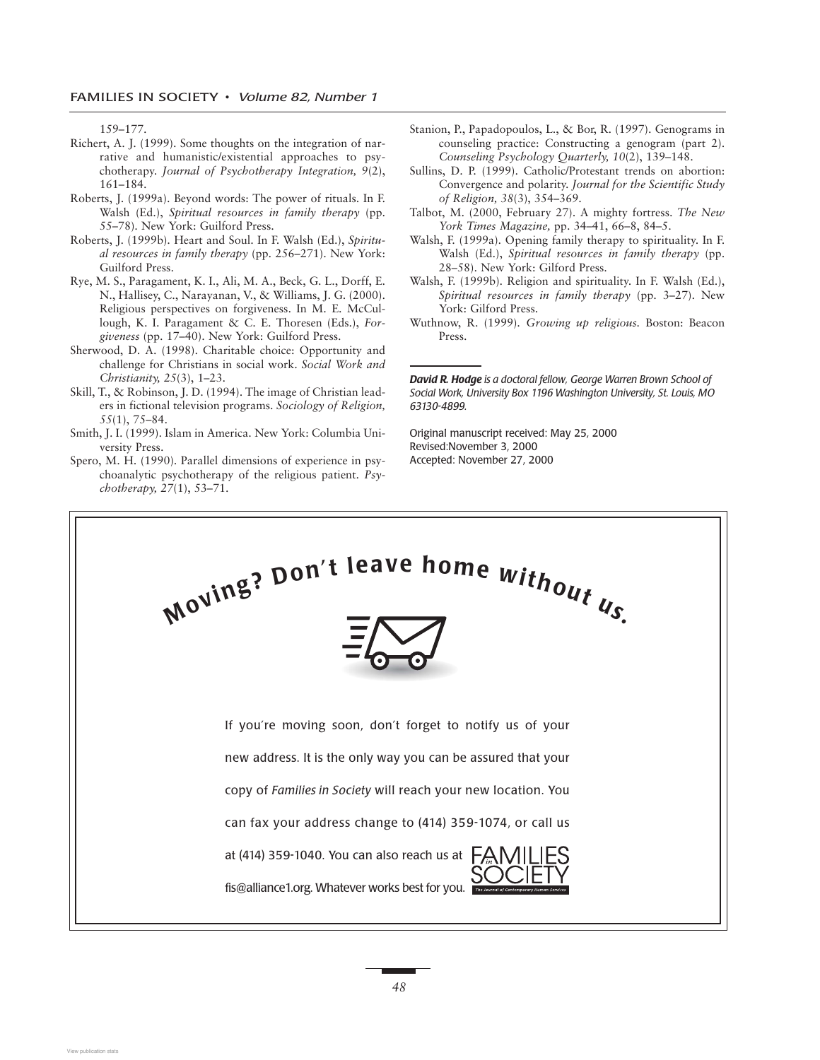159–177.

Richert, A. J. (1999). Some thoughts on the integration of narrative and humanistic/existential approaches to psychotherapy. *Journal of Psychotherapy Integration, 9*(2), 161–184.

Roberts, J. (1999a). Beyond words: The power of rituals. In F. Walsh (Ed.), *Spiritual resources in family therapy* (pp. 55–78). New York: Guilford Press.

Roberts, J. (1999b). Heart and Soul. In F. Walsh (Ed.), *Spiritual resources in family therapy* (pp. 256–271). New York: Guilford Press.

Rye, M. S., Paragament, K. I., Ali, M. A., Beck, G. L., Dorff, E. N., Hallisey, C., Narayanan, V., & Williams, J. G. (2000). Religious perspectives on forgiveness. In M. E. McCullough, K. I. Paragament & C. E. Thoresen (Eds.), *Forgiveness* (pp. 17–40). New York: Guilford Press.

Sherwood, D. A. (1998). Charitable choice: Opportunity and challenge for Christians in social work. *Social Work and Christianity, 25*(3), 1–23.

Skill, T., & Robinson, J. D. (1994). The image of Christian leaders in fictional television programs. *Sociology of Religion, 55*(1), 75–84.

Smith, J. I. (1999). Islam in America. New York: Columbia University Press.

Spero, M. H. (1990). Parallel dimensions of experience in psychoanalytic psychotherapy of the religious patient. *Psychotherapy, 27*(1), 53–71.

Stanion, P., Papadopoulos, L., & Bor, R. (1997). Genograms in counseling practice: Constructing a genogram (part 2). *Counseling Psychology Quarterly, 10*(2), 139–148.

Sullins, D. P. (1999). Catholic/Protestant trends on abortion: Convergence and polarity. *Journal for the Scientific Study of Religion, 38*(3), 354–369.

Talbot, M. (2000, February 27). A mighty fortress. *The New York Times Magazine,* pp. 34–41, 66–8, 84–5.

Walsh, F. (1999a). Opening family therapy to spirituality. In F. Walsh (Ed.), *Spiritual resources in family therapy* (pp. 28–58). New York: Gilford Press.

Walsh, F. (1999b). Religion and spirituality. In F. Walsh (Ed.), *Spiritual resources in family therapy* (pp. 3–27). New York: Gilford Press.

Wuthnow, R. (1999). *Growing up religious*. Boston: Beacon Press.

***David R. Hodge** is a doctoral fellow, George Warren Brown School of Social Work, University Box 1196 Washington University, St. Louis, MO 63130-4899.*

Original manuscript received: May 25, 2000
Revised:November 3, 2000
Accepted: November 27, 2000

**Moving? Don't leave home without us.**

If you're moving soon, don't forget to notify us of your new address. It is the only way you can be assured that your copy of *Families in Society* will reach your new location. You can fax your address change to (414) 359-1074, or call us at (414) 359-1040. You can also reach us at fis@alliance1.org. Whatever works best for you.

FAMILIES in SOCIETY
The Journal of Contemporary Human Services